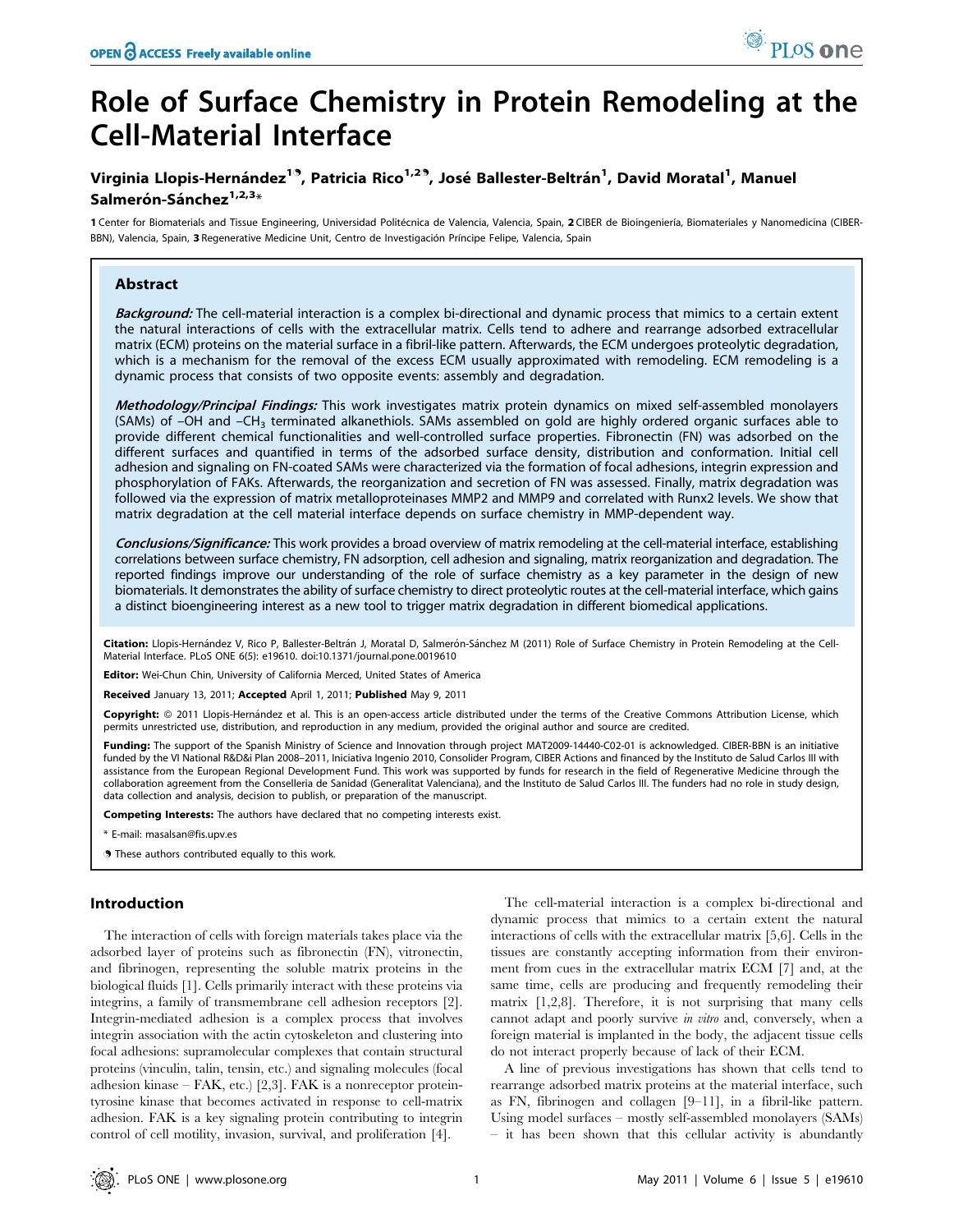# Role of Surface Chemistry in Protein Remodeling at the Cell-Material Interface

Virginia Llopis-Hernández[1¶], Patricia Rico[1,2¶], José Ballester-Beltrán[1], David Moratal[1], Manuel Salmerón-Sánchez[1,2,3*]

1 Center for Biomaterials and Tissue Engineering, Universidad Politécnica de Valencia, Valencia, Spain, 2 CIBER de Bioingeniería, Biomateriales y Nanomedicina (CIBER-BBN), Valencia, Spain, 3 Regenerative Medicine Unit, Centro de Investigación Príncipe Felipe, Valencia, Spain

## Abstract

***Background:*** The cell-material interaction is a complex bi-directional and dynamic process that mimics to a certain extent the natural interactions of cells with the extracellular matrix. Cells tend to adhere and rearrange adsorbed extracellular matrix (ECM) proteins on the material surface in a fibril-like pattern. Afterwards, the ECM undergoes proteolytic degradation, which is a mechanism for the removal of the excess ECM usually approximated with remodeling. ECM remodeling is a dynamic process that consists of two opposite events: assembly and degradation.

***Methodology/Principal Findings:*** This work investigates matrix protein dynamics on mixed self-assembled monolayers (SAMs) of –OH and –$CH_3$ terminated alkanethiols. SAMs assembled on gold are highly ordered organic surfaces able to provide different chemical functionalities and well-controlled surface properties. Fibronectin (FN) was adsorbed on the different surfaces and quantified in terms of the adsorbed surface density, distribution and conformation. Initial cell adhesion and signaling on FN-coated SAMs were characterized via the formation of focal adhesions, integrin expression and phosphorylation of FAKs. Afterwards, the reorganization and secretion of FN was assessed. Finally, matrix degradation was followed via the expression of matrix metalloproteinases MMP2 and MMP9 and correlated with Runx2 levels. We show that matrix degradation at the cell material interface depends on surface chemistry in MMP-dependent way.

***Conclusions/Significance:*** This work provides a broad overview of matrix remodeling at the cell-material interface, establishing correlations between surface chemistry, FN adsorption, cell adhesion and signaling, matrix reorganization and degradation. The reported findings improve our understanding of the role of surface chemistry as a key parameter in the design of new biomaterials. It demonstrates the ability of surface chemistry to direct proteolytic routes at the cell-material interface, which gains a distinct bioengineering interest as a new tool to trigger matrix degradation in different biomedical applications.

**Citation:** Llopis-Hernández V, Rico P, Ballester-Beltrán J, Moratal D, Salmerón-Sánchez M (2011) Role of Surface Chemistry in Protein Remodeling at the Cell-Material Interface. PLoS ONE 6(5): e19610. doi:10.1371/journal.pone.0019610

**Editor:** Wei-Chun Chin, University of California Merced, United States of America

**Received** January 13, 2011; **Accepted** April 1, 2011; **Published** May 9, 2011

**Copyright:** © 2011 Llopis-Hernández et al. This is an open-access article distributed under the terms of the Creative Commons Attribution License, which permits unrestricted use, distribution, and reproduction in any medium, provided the original author and source are credited.

**Funding:** The support of the Spanish Ministry of Science and Innovation through project MAT2009-14440-C02-01 is acknowledged. CIBER-BBN is an initiative funded by the VI National R&D&i Plan 2008–2011, Iniciativa Ingenio 2010, Consolider Program, CIBER Actions and financed by the Instituto de Salud Carlos III with assistance from the European Regional Development Fund. This work was supported by funds for research in the field of Regenerative Medicine through the collaboration agreement from the Conselleria de Sanidad (Generalitat Valenciana), and the Instituto de Salud Carlos III. The funders had no role in study design, data collection and analysis, decision to publish, or preparation of the manuscript.

**Competing Interests:** The authors have declared that no competing interests exist.

\* E-mail: masalsan@fis.upv.es

¶ These authors contributed equally to this work.

## Introduction

The interaction of cells with foreign materials takes place via the adsorbed layer of proteins such as fibronectin (FN), vitronectin, and fibrinogen, representing the soluble matrix proteins in the biological fluids [1]. Cells primarily interact with these proteins via integrins, a family of transmembrane cell adhesion receptors [2]. Integrin-mediated adhesion is a complex process that involves integrin association with the actin cytoskeleton and clustering into focal adhesions: supramolecular complexes that contain structural proteins (vinculin, talin, tensin, etc.) and signaling molecules (focal adhesion kinase – FAK, etc.) [2,3]. FAK is a nonreceptor protein-tyrosine kinase that becomes activated in response to cell-matrix adhesion. FAK is a key signaling protein contributing to integrin control of cell motility, invasion, survival, and proliferation [4].

The cell-material interaction is a complex bi-directional and dynamic process that mimics to a certain extent the natural interactions of cells with the extracellular matrix [5,6]. Cells in the tissues are constantly accepting information from their environment from cues in the extracellular matrix ECM [7] and, at the same time, cells are producing and frequently remodeling their matrix [1,2,8]. Therefore, it is not surprising that many cells cannot adapt and poorly survive *in vitro* and, conversely, when a foreign material is implanted in the body, the adjacent tissue cells do not interact properly because of lack of their ECM.

A line of previous investigations has shown that cells tend to rearrange adsorbed matrix proteins at the material interface, such as FN, fibrinogen and collagen [9–11], in a fibril-like pattern. Using model surfaces – mostly self-assembled monolayers (SAMs) – it has been shown that this cellular activity is abundantly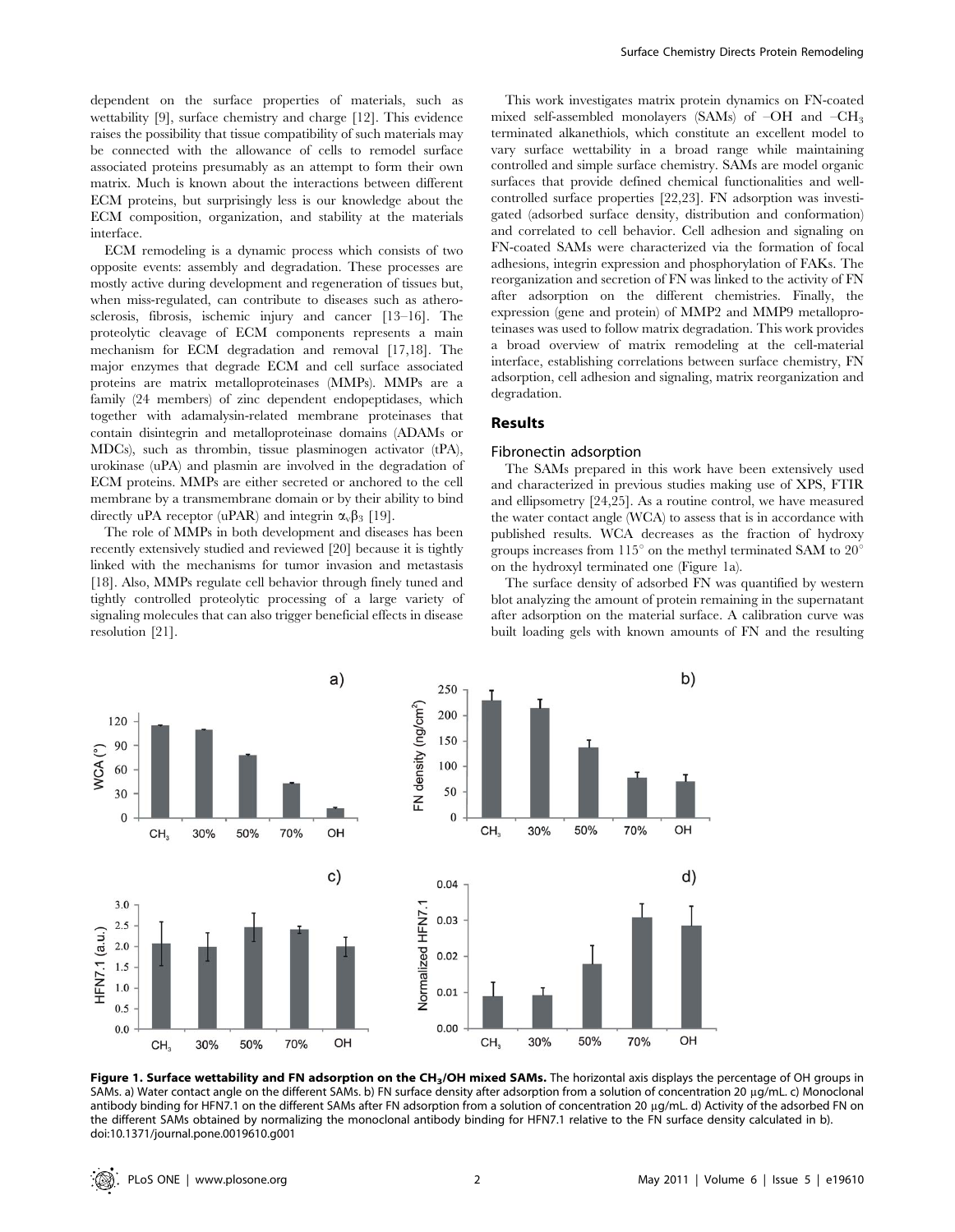dependent on the surface properties of materials, such as wettability [9], surface chemistry and charge [12]. This evidence raises the possibility that tissue compatibility of such materials may be connected with the allowance of cells to remodel surface associated proteins presumably as an attempt to form their own matrix. Much is known about the interactions between different ECM proteins, but surprisingly less is our knowledge about the ECM composition, organization, and stability at the materials interface.

ECM remodeling is a dynamic process which consists of two opposite events: assembly and degradation. These processes are mostly active during development and regeneration of tissues but, when miss-regulated, can contribute to diseases such as atherosclerosis, fibrosis, ischemic injury and cancer [13–16]. The proteolytic cleavage of ECM components represents a main mechanism for ECM degradation and removal [17,18]. The major enzymes that degrade ECM and cell surface associated proteins are matrix metalloproteinases (MMPs). MMPs are a family (24 members) of zinc dependent endopeptidases, which together with adamalysin-related membrane proteinases that contain disintegrin and metalloproteinase domains (ADAMs or MDCs), such as thrombin, tissue plasminogen activator (tPA), urokinase (uPA) and plasmin are involved in the degradation of ECM proteins. MMPs are either secreted or anchored to the cell membrane by a transmembrane domain or by their ability to bind directly uPA receptor (uPAR) and integrin $\alpha_v\beta_3$ [19].

The role of MMPs in both development and diseases has been recently extensively studied and reviewed [20] because it is tightly linked with the mechanisms for tumor invasion and metastasis [18]. Also, MMPs regulate cell behavior through finely tuned and tightly controlled proteolytic processing of a large variety of signaling molecules that can also trigger beneficial effects in disease resolution [21].

This work investigates matrix protein dynamics on FN-coated mixed self-assembled monolayers (SAMs) of –OH and $-CH_3$ terminated alkanethiols, which constitute an excellent model to vary surface wettability in a broad range while maintaining controlled and simple surface chemistry. SAMs are model organic surfaces that provide defined chemical functionalities and well-controlled surface properties [22,23]. FN adsorption was investigated (adsorbed surface density, distribution and conformation) and correlated to cell behavior. Cell adhesion and signaling on FN-coated SAMs were characterized via the formation of focal adhesions, integrin expression and phosphorylation of FAKs. The reorganization and secretion of FN was linked to the activity of FN after adsorption on the different chemistries. Finally, the expression (gene and protein) of MMP2 and MMP9 metalloproteinases was used to follow matrix degradation. This work provides a broad overview of matrix remodeling at the cell-material interface, establishing correlations between surface chemistry, FN adsorption, cell adhesion and signaling, matrix reorganization and degradation.

## Results

### Fibronectin adsorption

The SAMs prepared in this work have been extensively used and characterized in previous studies making use of XPS, FTIR and ellipsometry [24,25]. As a routine control, we have measured the water contact angle (WCA) to assess that is in accordance with published results. WCA decreases as the fraction of hydroxy groups increases from 115° on the methyl terminated SAM to 20° on the hydroxyl terminated one (Figure 1a).

The surface density of adsorbed FN was quantified by western blot analyzing the amount of protein remaining in the supernatant after adsorption on the material surface. A calibration curve was built loading gels with known amounts of FN and the resulting

**Figure 1. Surface wettability and FN adsorption on the $CH_3$/OH mixed SAMs.** The horizontal axis displays the percentage of OH groups in SAMs. a) Water contact angle on the different SAMs. b) FN surface density after adsorption from a solution of concentration 20 µg/mL. c) Monoclonal antibody binding for HFN7.1 on the different SAMs after FN adsorption from a solution of concentration 20 µg/mL. d) Activity of the adsorbed FN on the different SAMs obtained by normalizing the monoclonal antibody binding for HFN7.1 relative to the FN surface density calculated in b).
doi:10.1371/journal.pone.0019610.g001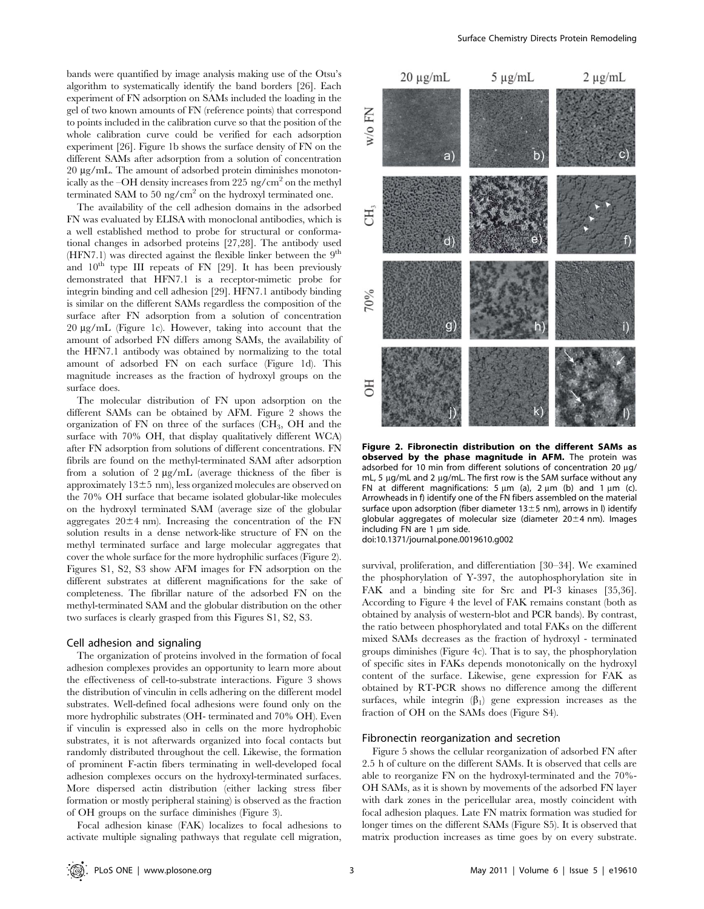bands were quantified by image analysis making use of the Otsu's algorithm to systematically identify the band borders [26]. Each experiment of FN adsorption on SAMs included the loading in the gel of two known amounts of FN (reference points) that correspond to points included in the calibration curve so that the position of the whole calibration curve could be verified for each adsorption experiment [26]. Figure 1b shows the surface density of FN on the different SAMs after adsorption from a solution of concentration 20 µg/mL. The amount of adsorbed protein diminishes monotonically as the –OH density increases from 225 ng/cm$^2$ on the methyl terminated SAM to 50 ng/cm$^2$ on the hydroxyl terminated one.

The availability of the cell adhesion domains in the adsorbed FN was evaluated by ELISA with monoclonal antibodies, which is a well established method to probe for structural or conformational changes in adsorbed proteins [27,28]. The antibody used (HFN7.1) was directed against the flexible linker between the 9$^{th}$ and 10$^{th}$ type III repeats of FN [29]. It has been previously demonstrated that HFN7.1 is a receptor-mimetic probe for integrin binding and cell adhesion [29]. HFN7.1 antibody binding is similar on the different SAMs regardless the composition of the surface after FN adsorption from a solution of concentration 20 µg/mL (Figure 1c). However, taking into account that the amount of adsorbed FN differs among SAMs, the availability of the HFN7.1 antibody was obtained by normalizing to the total amount of adsorbed FN on each surface (Figure 1d). This magnitude increases as the fraction of hydroxyl groups on the surface does.

The molecular distribution of FN upon adsorption on the different SAMs can be obtained by AFM. Figure 2 shows the organization of FN on three of the surfaces ($CH_3$, OH and the surface with 70% OH, that display qualitatively different WCA) after FN adsorption from solutions of different concentrations. FN fibrils are found on the methyl-terminated SAM after adsorption from a solution of 2 µg/mL (average thickness of the fiber is approximately 13±5 nm), less organized molecules are observed on the 70% OH surface that became isolated globular-like molecules on the hydroxyl terminated SAM (average size of the globular aggregates 20±4 nm). Increasing the concentration of the FN solution results in a dense network-like structure of FN on the methyl terminated surface and large molecular aggregates that cover the whole surface for the more hydrophilic surfaces (Figure 2). Figures S1, S2, S3 show AFM images for FN adsorption on the different substrates at different magnifications for the sake of completeness. The fibrillar nature of the adsorbed FN on the methyl-terminated SAM and the globular distribution on the other two surfaces is clearly grasped from this Figures S1, S2, S3.

**Figure 2. Fibronectin distribution on the different SAMs as observed by the phase magnitude in AFM.** The protein was adsorbed for 10 min from different solutions of concentration 20 µg/mL, 5 µg/mL and 2 µg/mL. The first row is the SAM surface without any FN at different magnifications: 5 µm (a), 2 µm (b) and 1 µm (c). Arrowheads in f) identify one of the FN fibers assembled on the material surface upon adsorption (fiber diameter 13±5 nm), arrows in l) identify globular aggregates of molecular size (diameter 20±4 nm). Images including FN are 1 µm side.
doi:10.1371/journal.pone.0019610.g002

## Cell adhesion and signaling

The organization of proteins involved in the formation of focal adhesion complexes provides an opportunity to learn more about the effectiveness of cell-to-substrate interactions. Figure 3 shows the distribution of vinculin in cells adhering on the different model substrates. Well-defined focal adhesions were found only on the more hydrophilic substrates (OH- terminated and 70% OH). Even if vinculin is expressed also in cells on the more hydrophobic substrates, it is not afterwards organized into focal contacts but randomly distributed throughout the cell. Likewise, the formation of prominent F-actin fibers terminating in well-developed focal adhesion complexes occurs on the hydroxyl-terminated surfaces. More dispersed actin distribution (either lacking stress fiber formation or mostly peripheral staining) is observed as the fraction of OH groups on the surface diminishes (Figure 3).

Focal adhesion kinase (FAK) localizes to focal adhesions to activate multiple signaling pathways that regulate cell migration, survival, proliferation, and differentiation [30–34]. We examined the phosphorylation of Y-397, the autophosphorylation site in FAK and a binding site for Src and PI-3 kinases [35,36]. According to Figure 4 the level of FAK remains constant (both as obtained by analysis of western-blot and PCR bands). By contrast, the ratio between phosphorylated and total FAKs on the different mixed SAMs decreases as the fraction of hydroxyl - terminated groups diminishes (Figure 4c). That is to say, the phosphorylation of specific sites in FAKs depends monotonically on the hydroxyl content of the surface. Likewise, gene expression for FAK as obtained by RT-PCR shows no difference among the different surfaces, while integrin ($\beta_1$) gene expression increases as the fraction of OH on the SAMs does (Figure S4).

## Fibronectin reorganization and secretion

Figure 5 shows the cellular reorganization of adsorbed FN after 2.5 h of culture on the different SAMs. It is observed that cells are able to reorganize FN on the hydroxyl-terminated and the 70%-OH SAMs, as it is shown by movements of the adsorbed FN layer with dark zones in the pericellular area, mostly coincident with focal adhesion plaques. Late FN matrix formation was studied for longer times on the different SAMs (Figure S5). It is observed that matrix production increases as time goes by on every substrate.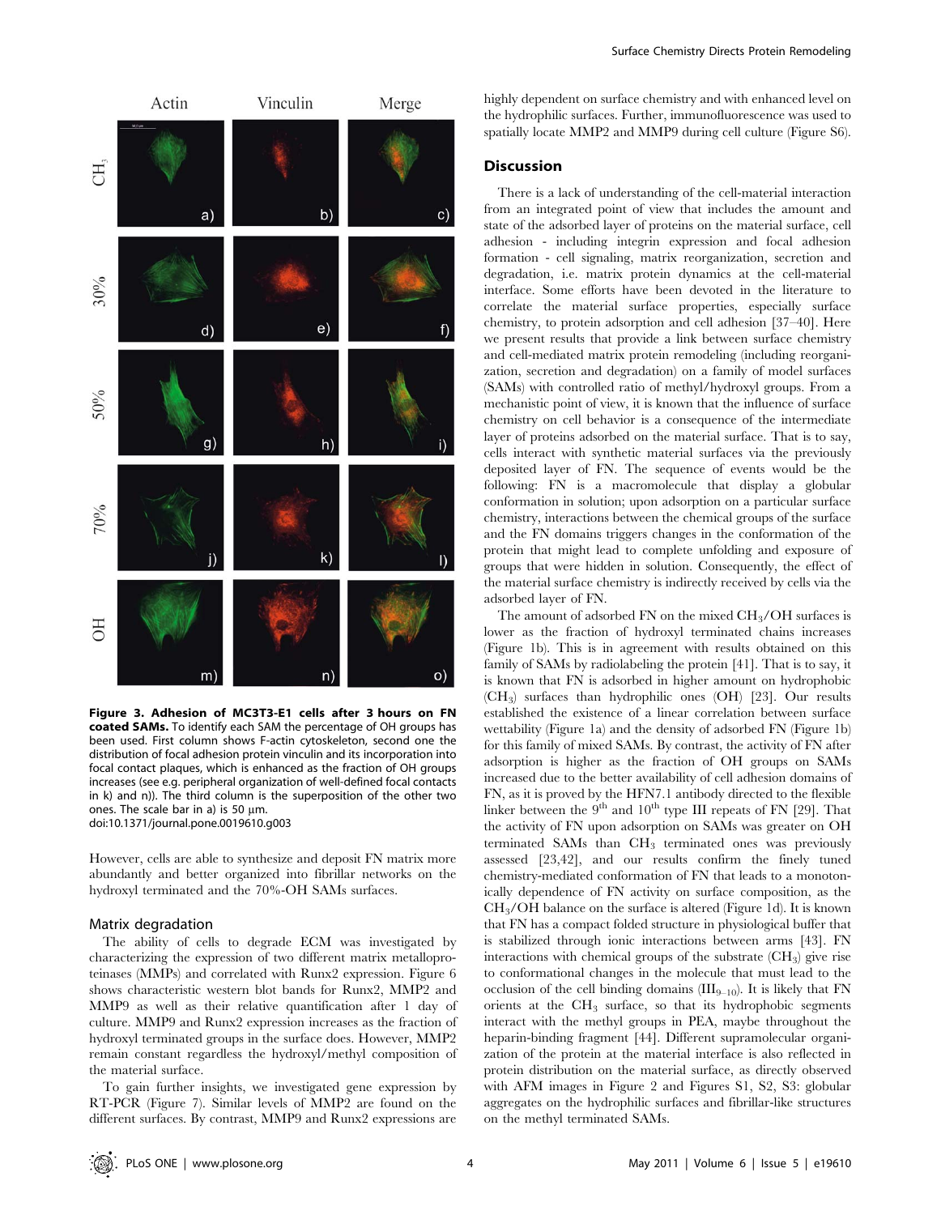**Figure 3. Adhesion of MC3T3-E1 cells after 3 hours on FN coated SAMs.** To identify each SAM the percentage of OH groups has been used. First column shows F-actin cytoskeleton, second one the distribution of focal adhesion protein vinculin and its incorporation into focal contact plaques, which is enhanced as the fraction of OH groups increases (see e.g. peripheral organization of well-defined focal contacts in k) and n)). The third column is the superposition of the other two ones. The scale bar in a) is 50 µm.
doi:10.1371/journal.pone.0019610.g003

However, cells are able to synthesize and deposit FN matrix more abundantly and better organized into fibrillar networks on the hydroxyl terminated and the 70%-OH SAMs surfaces.

### Matrix degradation

The ability of cells to degrade ECM was investigated by characterizing the expression of two different matrix metalloproteinases (MMPs) and correlated with Runx2 expression. Figure 6 shows characteristic western blot bands for Runx2, MMP2 and MMP9 as well as their relative quantification after 1 day of culture. MMP9 and Runx2 expression increases as the fraction of hydroxyl terminated groups in the surface does. However, MMP2 remain constant regardless the hydroxyl/methyl composition of the material surface.

To gain further insights, we investigated gene expression by RT-PCR (Figure 7). Similar levels of MMP2 are found on the different surfaces. By contrast, MMP9 and Runx2 expressions are highly dependent on surface chemistry and with enhanced level on the hydrophilic surfaces. Further, immunofluorescence was used to spatially locate MMP2 and MMP9 during cell culture (Figure S6).

## Discussion

There is a lack of understanding of the cell-material interaction from an integrated point of view that includes the amount and state of the adsorbed layer of proteins on the material surface, cell adhesion - including integrin expression and focal adhesion formation - cell signaling, matrix reorganization, secretion and degradation, i.e. matrix protein dynamics at the cell-material interface. Some efforts have been devoted in the literature to correlate the material surface properties, especially surface chemistry, to protein adsorption and cell adhesion [37–40]. Here we present results that provide a link between surface chemistry and cell-mediated matrix protein remodeling (including reorganization, secretion and degradation) on a family of model surfaces (SAMs) with controlled ratio of methyl/hydroxyl groups. From a mechanistic point of view, it is known that the influence of surface chemistry on cell behavior is a consequence of the intermediate layer of proteins adsorbed on the material surface. That is to say, cells interact with synthetic material surfaces via the previously deposited layer of FN. The sequence of events would be the following: FN is a macromolecule that display a globular conformation in solution; upon adsorption on a particular surface chemistry, interactions between the chemical groups of the surface and the FN domains triggers changes in the conformation of the protein that might lead to complete unfolding and exposure of groups that were hidden in solution. Consequently, the effect of the material surface chemistry is indirectly received by cells via the adsorbed layer of FN.

The amount of adsorbed FN on the mixed $CH_3$/OH surfaces is lower as the fraction of hydroxyl terminated chains increases (Figure 1b). This is in agreement with results obtained on this family of SAMs by radiolabeling the protein [41]. That is to say, it is known that FN is adsorbed in higher amount on hydrophobic ($CH_3$) surfaces than hydrophilic ones (OH) [23]. Our results established the existence of a linear correlation between surface wettability (Figure 1a) and the density of adsorbed FN (Figure 1b) for this family of mixed SAMs. By contrast, the activity of FN after adsorption is higher as the fraction of OH groups on SAMs increased due to the better availability of cell adhesion domains of FN, as it is proved by the HFN7.1 antibody directed to the flexible linker between the 9[th] and 10[th] type III repeats of FN [29]. That the activity of FN upon adsorption on SAMs was greater on OH terminated SAMs than $CH_3$ terminated ones was previously assessed [23,42], and our results confirm the finely tuned chemistry-mediated conformation of FN that leads to a monotonically dependence of FN activity on surface composition, as the $CH_3$/OH balance on the surface is altered (Figure 1d). It is known that FN has a compact folded structure in physiological buffer that is stabilized through ionic interactions between arms [43]. FN interactions with chemical groups of the substrate ($CH_3$) give rise to conformational changes in the molecule that must lead to the occlusion of the cell binding domains ($III_{9-10}$). It is likely that FN orients at the $CH_3$ surface, so that its hydrophobic segments interact with the methyl groups in PEA, maybe throughout the heparin-binding fragment [44]. Different supramolecular organization of the protein at the material interface is also reflected in protein distribution on the material surface, as directly observed with AFM images in Figure 2 and Figures S1, S2, S3: globular aggregates on the hydrophilic surfaces and fibrillar-like structures on the methyl terminated SAMs.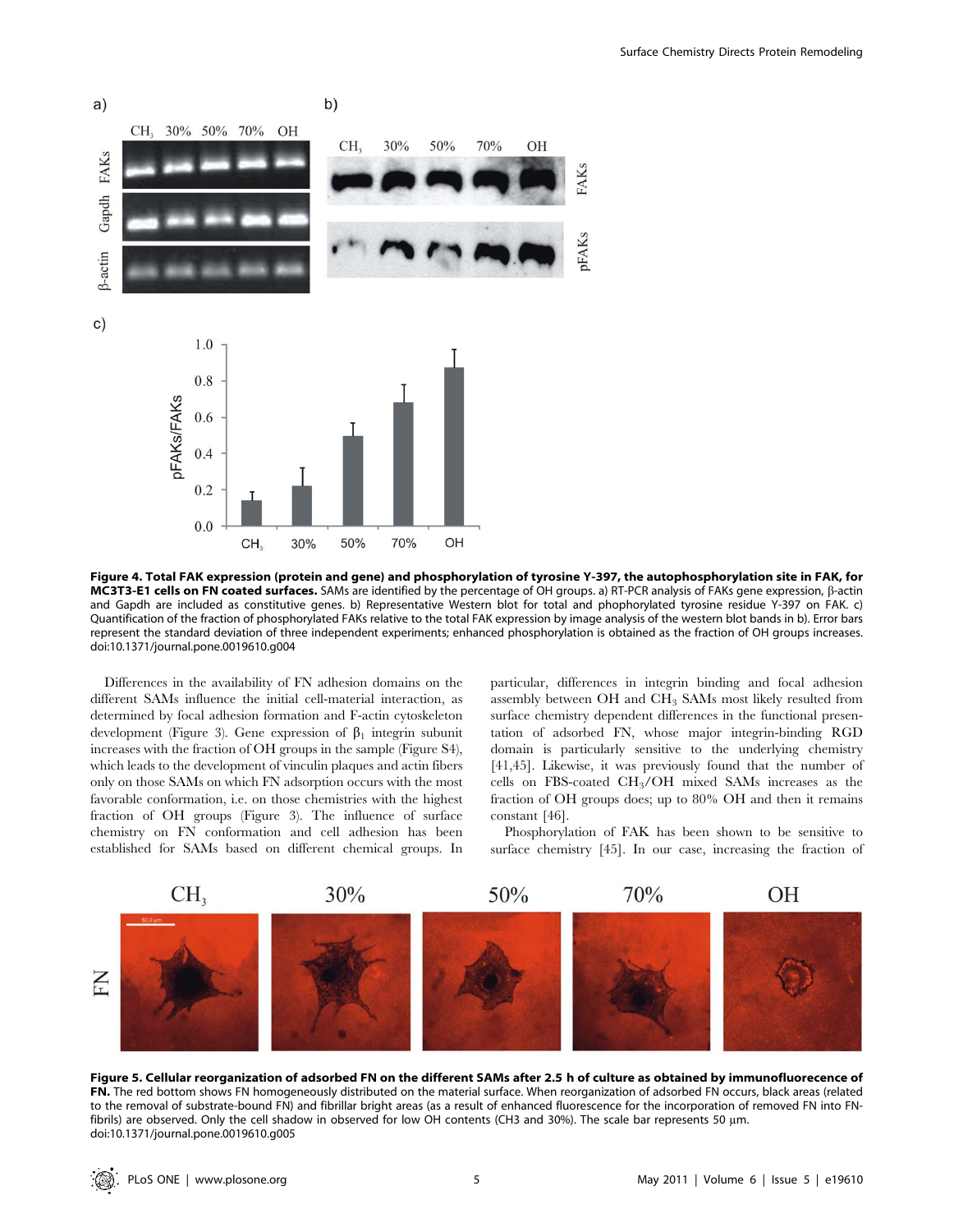**Figure 4. Total FAK expression (protein and gene) and phosphorylation of tyrosine Y-397, the autophosphorylation site in FAK, for MC3T3-E1 cells on FN coated surfaces.** SAMs are identified by the percentage of OH groups. a) RT-PCR analysis of FAKs gene expression, β-actin and Gapdh are included as constitutive genes. b) Representative Western blot for total and phophorylated tyrosine residue Y-397 on FAK. c) Quantification of the fraction of phosphorylated FAKs relative to the total FAK expression by image analysis of the western blot bands in b). Error bars represent the standard deviation of three independent experiments; enhanced phosphorylation is obtained as the fraction of OH groups increases. doi:10.1371/journal.pone.0019610.g004

Differences in the availability of FN adhesion domains on the different SAMs influence the initial cell-material interaction, as determined by focal adhesion formation and F-actin cytoskeleton development (Figure 3). Gene expression of $\beta_1$ integrin subunit increases with the fraction of OH groups in the sample (Figure S4), which leads to the development of vinculin plaques and actin fibers only on those SAMs on which FN adsorption occurs with the most favorable conformation, i.e. on those chemistries with the highest fraction of OH groups (Figure 3). The influence of surface chemistry on FN conformation and cell adhesion has been established for SAMs based on different chemical groups. In particular, differences in integrin binding and focal adhesion assembly between OH and $CH_3$ SAMs most likely resulted from surface chemistry dependent differences in the functional presentation of adsorbed FN, whose major integrin-binding RGD domain is particularly sensitive to the underlying chemistry [41,45]. Likewise, it was previously found that the number of cells on FBS-coated $CH_3$/OH mixed SAMs increases as the fraction of OH groups does; up to 80% OH and then it remains constant [46].

Phosphorylation of FAK has been shown to be sensitive to surface chemistry [45]. In our case, increasing the fraction of

**Figure 5. Cellular reorganization of adsorbed FN on the different SAMs after 2.5 h of culture as obtained by immunofluorecence of FN.** The red bottom shows FN homogeneously distributed on the material surface. When reorganization of adsorbed FN occurs, black areas (related to the removal of substrate-bound FN) and fibrillar bright areas (as a result of enhanced fluorescence for the incorporation of removed FN into FN-fibrils) are observed. Only the cell shadow in observed for low OH contents (CH3 and 30%). The scale bar represents 50 μm. doi:10.1371/journal.pone.0019610.g005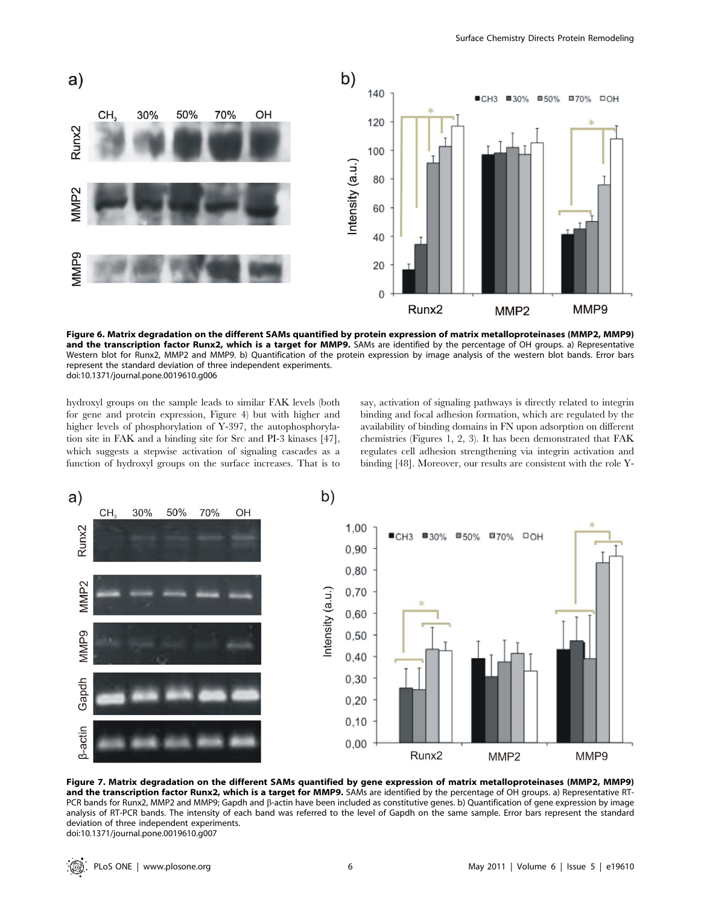**Figure 6. Matrix degradation on the different SAMs quantified by protein expression of matrix metalloproteinases (MMP2, MMP9) and the transcription factor Runx2, which is a target for MMP9.** SAMs are identified by the percentage of OH groups. a) Representative Western blot for Runx2, MMP2 and MMP9. b) Quantification of the protein expression by image analysis of the western blot bands. Error bars represent the standard deviation of three independent experiments.
doi:10.1371/journal.pone.0019610.g006

hydroxyl groups on the sample leads to similar FAK levels (both for gene and protein expression, Figure 4) but with higher and higher levels of phosphorylation of Y-397, the autophosphorylation site in FAK and a binding site for Src and PI-3 kinases [47], which suggests a stepwise activation of signaling cascades as a function of hydroxyl groups on the surface increases. That is to say, activation of signaling pathways is directly related to integrin binding and focal adhesion formation, which are regulated by the availability of binding domains in FN upon adsorption on different chemistries (Figures 1, 2, 3). It has been demonstrated that FAK regulates cell adhesion strengthening via integrin activation and binding [48]. Moreover, our results are consistent with the role Y-

**Figure 7. Matrix degradation on the different SAMs quantified by gene expression of matrix metalloproteinases (MMP2, MMP9) and the transcription factor Runx2, which is a target for MMP9.** SAMs are identified by the percentage of OH groups. a) Representative RT-PCR bands for Runx2, MMP2 and MMP9; Gapdh and β-actin have been included as constitutive genes. b) Quantification of gene expression by image analysis of RT-PCR bands. The intensity of each band was referred to the level of Gapdh on the same sample. Error bars represent the standard deviation of three independent experiments.
doi:10.1371/journal.pone.0019610.g007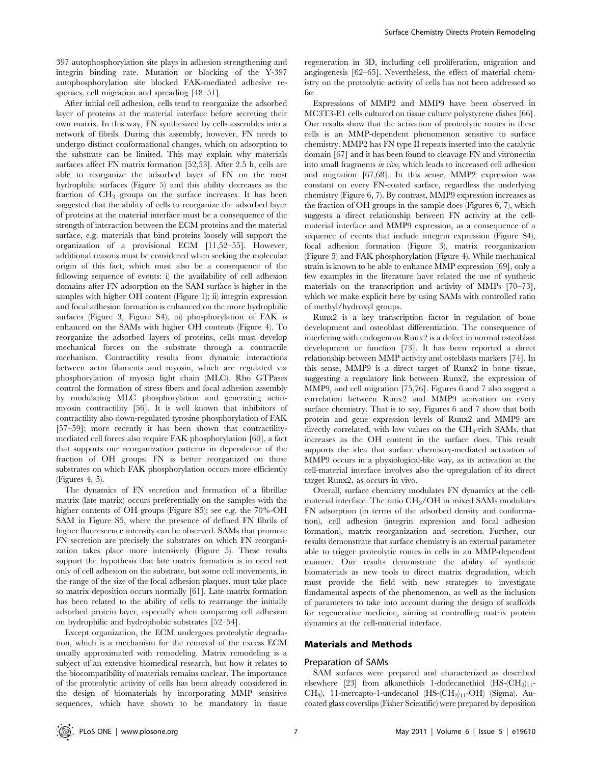397 autophosphorylation site plays in adhesion strengthening and integrin binding rate. Mutation or blocking of the Y-397 autophosphorylation site blocked FAK-mediated adhesive responses, cell migration and spreading [48–51].

After initial cell adhesion, cells tend to reorganize the adsorbed layer of proteins at the material interface before secreting their own matrix. In this way, FN synthesized by cells assembles into a network of fibrils. During this assembly, however, FN needs to undergo distinct conformational changes, which on adsorption to the substrate can be limited. This may explain why materials surfaces affect FN matrix formation [52,53]. After 2.5 h, cells are able to reorganize the adsorbed layer of FN on the most hydrophilic surfaces (Figure 5) and this ability decreases as the fraction of $CH_3$ groups on the surface increases. It has been suggested that the ability of cells to reorganize the adsorbed layer of proteins at the material interface must be a consequence of the strength of interaction between the ECM proteins and the material surface, e.g. materials that bind proteins loosely will support the organization of a provisional ECM [11,52–55]. However, additional reasons must be considered when seeking the molecular origin of this fact, which must also be a consequence of the following sequence of events: i) the availability of cell adhesion domains after FN adsorption on the SAM surface is higher in the samples with higher OH content (Figure 1); ii) integrin expression and focal adhesion formation is enhanced on the more hydrophilic surfaces (Figure 3, Figure S4); iii) phosphorylation of FAK is enhanced on the SAMs with higher OH contents (Figure 4). To reorganize the adsorbed layers of proteins, cells must develop mechanical forces on the substrate through a contractile mechanism. Contractility results from dynamic interactions between actin filaments and myosin, which are regulated via phosphorylation of myosin light chain (MLC). Rho GTPases control the formation of stress fibers and focal adhesion assembly by modulating MLC phosphorylation and generating actin-myosin contractility [56]. It is well known that inhibitors of contractility also down-regulated tyrosine phosphorylation of FAK [57–59]; more recently it has been shown that contractility-mediated cell forces also require FAK phosphorylation [60], a fact that supports our reorganization patterns in dependence of the fraction of OH groups: FN is better reorganized on those substrates on which FAK phosphorylation occurs more efficiently (Figures 4, 5).

The dynamics of FN secretion and formation of a fibrillar matrix (late matrix) occurs preferentially on the samples with the higher contents of OH groups (Figure S5); see e.g. the 70%-OH SAM in Figure S5, where the presence of defined FN fibrils of higher fluorescence intensity can be observed. SAMs that promote FN secretion are precisely the substrates on which FN reorganization takes place more intensively (Figure 5). These results support the hypothesis that late matrix formation is in need not only of cell adhesion on the substrate, but some cell movements, in the range of the size of the focal adhesion plaques, must take place so matrix deposition occurs normally [61]. Late matrix formation has been related to the ability of cells to rearrange the initially adsorbed protein layer, especially when comparing cell adhesion on hydrophilic and hydrophobic substrates [52–54].

Except organization, the ECM undergoes proteolytic degradation, which is a mechanism for the removal of the excess ECM usually approximated with remodeling. Matrix remodeling is a subject of an extensive biomedical research, but how it relates to the biocompatibility of materials remains unclear. The importance of the proteolytic activity of cells has been already considered in the design of biomaterials by incorporating MMP sensitive sequences, which have shown to be mandatory in tissue regeneration in 3D, including cell proliferation, migration and angiogenesis [62–65]. Nevertheless, the effect of material chemistry on the proteolytic activity of cells has not been addressed so far.

Expressions of MMP2 and MMP9 have been observed in MC3T3-E1 cells cultured on tissue culture polystyrene dishes [66]. Our results show that the activation of proteolytic routes in these cells is an MMP-dependent phenomenon sensitive to surface chemistry. MMP2 has FN type II repeats inserted into the catalytic domain [67] and it has been found to cleavage FN and vitronectin into small fragments *in vivo*, which leads to increased cell adhesion and migration [67,68]. In this sense, MMP2 expression was constant on every FN-coated surface, regardless the underlying chemistry (Figure 6, 7). By contrast, MMP9 expression increases as the fraction of OH groups in the sample does (Figures 6, 7), which suggests a direct relationship between FN activity at the cell-material interface and MMP9 expression, as a consequence of a sequence of events that include integrin expression (Figure S4), focal adhesion formation (Figure 3), matrix reorganization (Figure 5) and FAK phosphorylation (Figure 4). While mechanical strain is known to be able to enhance MMP expression [69], only a few examples in the literature have related the use of synthetic materials on the transcription and activity of MMPs [70–73], which we make explicit here by using SAMs with controlled ratio of methyl/hydroxyl groups.

Runx2 is a key transcription factor in regulation of bone development and osteoblast differentiation. The consequence of interfering with endogenous Runx2 is a defect in normal osteoblast development or function [73]. It has been reported a direct relationship between MMP activity and osteoblasts markers [74]. In this sense, MMP9 is a direct target of Runx2 in bone tissue, suggesting a regulatory link between Runx2, the expression of MMP9, and cell migration [75,76]. Figures 6 and 7 also suggest a correlation between Runx2 and MMP9 activation on every surface chemistry. That is to say, Figures 6 and 7 show that both protein and gene expression levels of Runx2 and MMP9 are directly correlated, with low values on the $CH_3$-rich SAMs, that increases as the OH content in the surface does. This result supports the idea that surface chemistry-mediated activation of MMP9 occurs in a physiological-like way, as its activation at the cell-material interface involves also the upregulation of its direct target Runx2, as occurs in vivo.

Overall, surface chemistry modulates FN dynamics at the cell-material interface. The ratio $CH_3$/OH in mixed SAMs modulates FN adsorption (in terms of the adsorbed density and conformation), cell adhesion (integrin expression and focal adhesion formation), matrix reorganization and secretion. Further, our results demonstrate that surface chemistry is an external parameter able to trigger proteolytic routes in cells in an MMP-dependent manner. Our results demonstrate the ability of synthetic biomaterials as new tools to direct matrix degradation, which must provide the field with new strategies to investigate fundamental aspects of the phenomenon, as well as the inclusion of parameters to take into account during the design of scaffolds for regenerative medicine, aiming at controlling matrix protein dynamics at the cell-material interface.

## Materials and Methods

### Preparation of SAMs

SAM surfaces were prepared and characterized as described elsewhere [23] from alkanethiols 1-dodecanethiol ($HS\text{-}(CH_2)_{11}\text{-}CH_3$), 11-mercapto-1-undecanol ($HS\text{-}(CH_2)_{11}\text{-}OH$) (Sigma). Au-coated glass coverslips (Fisher Scientific) were prepared by deposition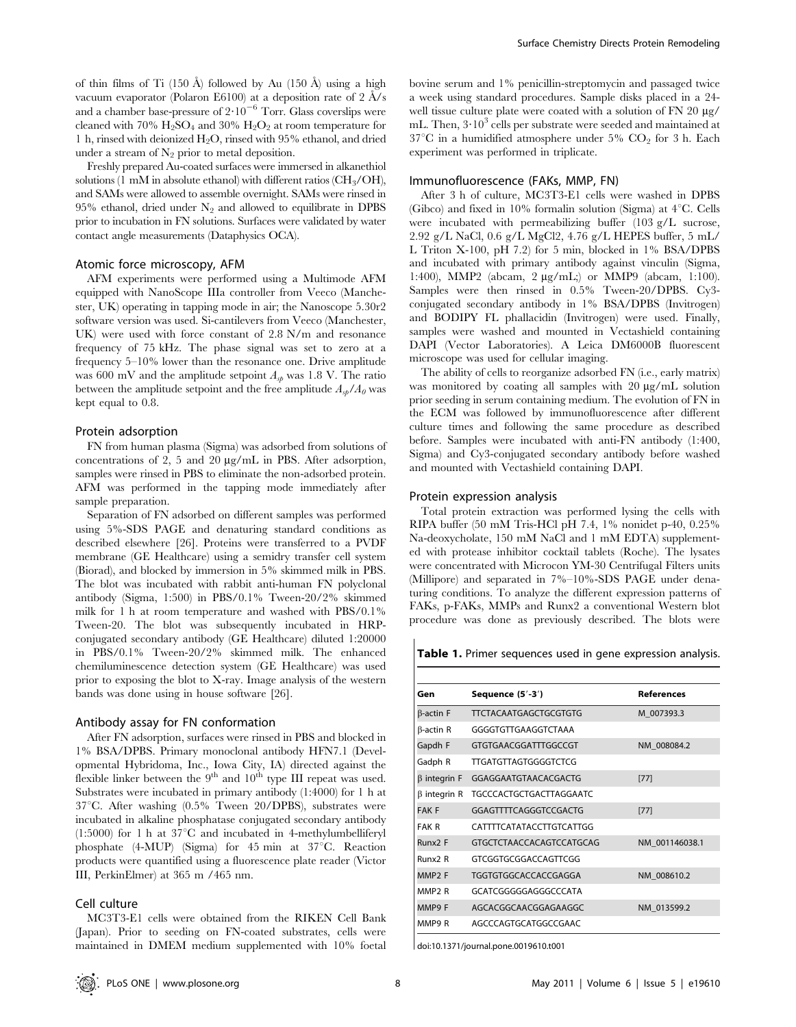of thin films of Ti (150 Å) followed by Au (150 Å) using a high vacuum evaporator (Polaron E6100) at a deposition rate of 2 Å/s and a chamber base-pressure of $2\cdot10^{-6}$ Torr. Glass coverslips were cleaned with 70% $H_2SO_4$ and 30% $H_2O_2$ at room temperature for 1 h, rinsed with deionized $H_2O$, rinsed with 95% ethanol, and dried under a stream of $N_2$ prior to metal deposition.

Freshly prepared Au-coated surfaces were immersed in alkanethiol solutions (1 mM in absolute ethanol) with different ratios ($CH_3$/OH), and SAMs were allowed to assemble overnight. SAMs were rinsed in 95% ethanol, dried under $N_2$ and allowed to equilibrate in DPBS prior to incubation in FN solutions. Surfaces were validated by water contact angle measurements (Dataphysics OCA).

### Atomic force microscopy, AFM

AFM experiments were performed using a Multimode AFM equipped with NanoScope IIIa controller from Veeco (Manchester, UK) operating in tapping mode in air; the Nanoscope 5.30r2 software version was used. Si-cantilevers from Veeco (Manchester, UK) were used with force constant of 2.8 N/m and resonance frequency of 75 kHz. The phase signal was set to zero at a frequency 5–10% lower than the resonance one. Drive amplitude was 600 mV and the amplitude setpoint $A_{sp}$ was 1.8 V. The ratio between the amplitude setpoint and the free amplitude $A_{sp}/A_0$ was kept equal to 0.8.

### Protein adsorption

FN from human plasma (Sigma) was adsorbed from solutions of concentrations of 2, 5 and 20 µg/mL in PBS. After adsorption, samples were rinsed in PBS to eliminate the non-adsorbed protein. AFM was performed in the tapping mode immediately after sample preparation.

Separation of FN adsorbed on different samples was performed using 5%-SDS PAGE and denaturing standard conditions as described elsewhere [26]. Proteins were transferred to a PVDF membrane (GE Healthcare) using a semidry transfer cell system (Biorad), and blocked by immersion in 5% skimmed milk in PBS. The blot was incubated with rabbit anti-human FN polyclonal antibody (Sigma, 1:500) in PBS/0.1% Tween-20/2% skimmed milk for 1 h at room temperature and washed with PBS/0.1% Tween-20. The blot was subsequently incubated in HRP-conjugated secondary antibody (GE Healthcare) diluted 1:20000 in PBS/0.1% Tween-20/2% skimmed milk. The enhanced chemiluminescence detection system (GE Healthcare) was used prior to exposing the blot to X-ray. Image analysis of the western bands was done using in house software [26].

### Antibody assay for FN conformation

After FN adsorption, surfaces were rinsed in PBS and blocked in 1% BSA/DPBS. Primary monoclonal antibody HFN7.1 (Developmental Hybridoma, Inc., Iowa City, IA) directed against the flexible linker between the 9$^{th}$ and 10$^{th}$ type III repeat was used. Substrates were incubated in primary antibody (1:4000) for 1 h at 37°C. After washing (0.5% Tween 20/DPBS), substrates were incubated in alkaline phosphatase conjugated secondary antibody (1:5000) for 1 h at 37°C and incubated in 4-methylumbelliferyl phosphate (4-MUP) (Sigma) for 45 min at 37°C. Reaction products were quantified using a fluorescence plate reader (Victor III, PerkinElmer) at 365 m /465 nm.

### Cell culture

MC3T3-E1 cells were obtained from the RIKEN Cell Bank (Japan). Prior to seeding on FN-coated substrates, cells were maintained in DMEM medium supplemented with 10% foetal bovine serum and 1% penicillin-streptomycin and passaged twice a week using standard procedures. Sample disks placed in a 24-well tissue culture plate were coated with a solution of FN 20 µg/mL. Then, $3\cdot10^3$ cells per substrate were seeded and maintained at 37°C in a humidified atmosphere under 5% $CO_2$ for 3 h. Each experiment was performed in triplicate.

### Immunofluorescence (FAKs, MMP, FN)

After 3 h of culture, MC3T3-E1 cells were washed in DPBS (Gibco) and fixed in 10% formalin solution (Sigma) at 4°C. Cells were incubated with permeabilizing buffer (103 g/L sucrose, 2.92 g/L NaCl, 0.6 g/L MgCl2, 4.76 g/L HEPES buffer, 5 mL/L Triton X-100, pH 7.2) for 5 min, blocked in 1% BSA/DPBS and incubated with primary antibody against vinculin (Sigma, 1:400), MMP2 (abcam, 2 µg/mL;) or MMP9 (abcam, 1:100). Samples were then rinsed in 0.5% Tween-20/DPBS. Cy3-conjugated secondary antibody in 1% BSA/DPBS (Invitrogen) and BODIPY FL phallacidin (Invitrogen) were used. Finally, samples were washed and mounted in Vectashield containing DAPI (Vector Laboratories). A Leica DM6000B fluorescent microscope was used for cellular imaging.

The ability of cells to reorganize adsorbed FN (i.e., early matrix) was monitored by coating all samples with 20 µg/mL solution prior seeding in serum containing medium. The evolution of FN in the ECM was followed by immunofluorescence after different culture times and following the same procedure as described before. Samples were incubated with anti-FN antibody (1:400, Sigma) and Cy3-conjugated secondary antibody before washed and mounted with Vectashield containing DAPI.

### Protein expression analysis

Total protein extraction was performed lysing the cells with RIPA buffer (50 mM Tris-HCl pH 7.4, 1% nonidet p-40, 0.25% Na-deoxycholate, 150 mM NaCl and 1 mM EDTA) supplemented with protease inhibitor cocktail tablets (Roche). The lysates were concentrated with Microcon YM-30 Centrifugal Filters units (Millipore) and separated in 7%–10%-SDS PAGE under denaturing conditions. To analyze the different expression patterns of FAKs, p-FAKs, MMPs and Runx2 a conventional Western blot procedure was done as previously described. The blots were

**Table 1.** Primer sequences used in gene expression analysis.

| Gen | Sequence (5′-3′) | References |
|---|---|---|
| β-actin F | TTCTACAATGAGCTGCGTGTG | M_007393.3 |
| β-actin R | GGGGTGTTGAAGGTCTAAA | |
| Gapdh F | GTGTGAACGGATTTGGCCGT | NM_008084.2 |
| Gadph R | TTGATGTTAGTGGGGTCTCG | |
| β integrin F | GGAGGAATGTAACACGACTG | [77] |
| β integrin R | TGCCCACTGCTGACTTAGGAATC | |
| FAK F | GGAGTTTTCAGGGTCCGACTG | [77] |
| FAK R | CATTTTCATATACCTTGTCATTGG | |
| Runx2 F | GTGCTCTAACCACAGTCCATGCAG | NM_001146038.1 |
| Runx2 R | GTCGGTGCGGACCAGTTCGG | |
| MMP2 F | TGGTGTGGCACCACCGAGGA | NM_008610.2 |
| MMP2 R | GCATCGGGGGAGGGCCCATA | |
| MMP9 F | AGCACGGCAACGGAGAAGGC | NM_013599.2 |
| MMP9 R | AGCCCAGTGCATGGCCGAAC | |

doi:10.1371/journal.pone.0019610.t001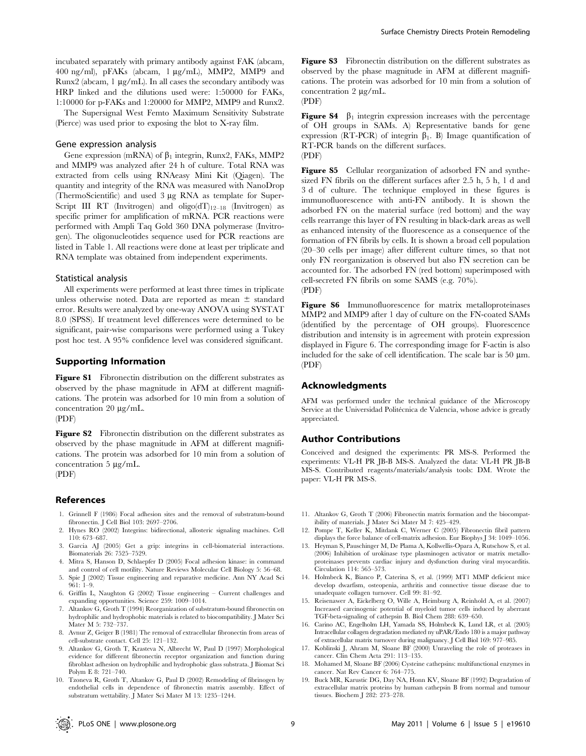incubated separately with primary antibody against FAK (abcam, 400 ng/ml), pFAKs (abcam, 1 µg/mL), MMP2, MMP9 and Runx2 (abcam, 1 µg/mL). In all cases the secondary antibody was HRP linked and the dilutions used were: 1:50000 for FAKs, 1:10000 for p-FAKs and 1:20000 for MMP2, MMP9 and Runx2.

The Supersignal West Femto Maximum Sensitivity Substrate (Pierce) was used prior to exposing the blot to X-ray film.

### Gene expression analysis

Gene expression (mRNA) of $\beta_1$ integrin, Runx2, FAKs, MMP2 and MMP9 was analyzed after 24 h of culture. Total RNA was extracted from cells using RNAeasy Mini Kit (Qiagen). The quantity and integrity of the RNA was measured with NanoDrop (ThermoScientific) and used 3 µg RNA as template for Super-Script III RT (Invitrogen) and oligo(dT)$_{12-18}$ (Invitrogen) as specific primer for amplification of mRNA. PCR reactions were performed with Ampli Taq Gold 360 DNA polymerase (Invitrogen). The oligonucleotides sequence used for PCR reactions are listed in Table 1. All reactions were done at least per triplicate and RNA template was obtained from independent experiments.

### Statistical analysis

All experiments were performed at least three times in triplicate unless otherwise noted. Data are reported as mean ± standard error. Results were analyzed by one-way ANOVA using SYSTAT 8.0 (SPSS). If treatment level differences were determined to be significant, pair-wise comparisons were performed using a Tukey post hoc test. A 95% confidence level was considered significant.

## Supporting Information

**Figure S1** Fibronectin distribution on the different substrates as observed by the phase magnitude in AFM at different magnifications. The protein was adsorbed for 10 min from a solution of concentration 20 µg/mL.
(PDF)

**Figure S2** Fibronectin distribution on the different substrates as observed by the phase magnitude in AFM at different magnifications. The protein was adsorbed for 10 min from a solution of concentration 5 µg/mL.
(PDF)

**Figure S3** Fibronectin distribution on the different substrates as observed by the phase magnitude in AFM at different magnifications. The protein was adsorbed for 10 min from a solution of concentration 2 µg/mL.
(PDF)

**Figure S4** $\beta_1$ integrin expression increases with the percentage of OH groups in SAMs. A) Representative bands for gene expression (RT-PCR) of integrin $\beta_1$. B) Image quantification of RT-PCR bands on the different surfaces.
(PDF)

**Figure S5** Cellular reorganization of adsorbed FN and synthesized FN fibrils on the different surfaces after 2.5 h, 5 h, 1 d and 3 d of culture. The technique employed in these figures is immunofluorescence with anti-FN antibody. It is shown the adsorbed FN on the material surface (red bottom) and the way cells rearrange this layer of FN resulting in black-dark areas as well as enhanced intensity of the fluorescence as a consequence of the formation of FN fibrils by cells. It is shown a broad cell population (20–30 cells per image) after different culture times, so that not only FN reorganization is observed but also FN secretion can be accounted for. The adsorbed FN (red bottom) superimposed with cell-secreted FN fibrils on some SAMS (e.g. 70%).
(PDF)

**Figure S6** Immunofluorescence for matrix metalloproteinases MMP2 and MMP9 after 1 day of culture on the FN-coated SAMs (identified by the percentage of OH groups). Fluorescence distribution and intensity is in agreement with protein expression displayed in Figure 6. The corresponding image for F-actin is also included for the sake of cell identification. The scale bar is 50 µm.
(PDF)

## Acknowledgments

AFM was performed under the technical guidance of the Microscopy Service at the Universidad Politécnica de Valencia, whose advice is greatly appreciated.

## Author Contributions

Conceived and designed the experiments: PR MS-S. Performed the experiments: VL-H PR JB-B MS-S. Analyzed the data: VL-H PR JB-B MS-S. Contributed reagents/materials/analysis tools: DM. Wrote the paper: VL-H PR MS-S.

## References

1. Grinnell F (1986) Focal adhesion sites and the removal of substratum-bound fibronectin. J Cell Biol 103: 2697–2706.
2. Hynes RO (2002) Integrins: bidirectional, allosteric signaling machines. Cell 110: 673–687.
3. Garcia AJ (2005) Get a grip: integrins in cell-biomaterial interactions. Biomaterials 26: 7525–7529.
4. Mitra S, Hanson D, Schlaepfer D (2005) Focal adhesion kinase: in command and control of cell motility. Nature Reviews Molecular Cell Biology 5: 56–68.
5. Spie J (2002) Tissue engineering and reparative medicine. Ann NY Acad Sci 961: 1–9.
6. Griffin L, Naughton G (2002) Tissue engineering – Current challenges and expanding opportunities. Science 259: 1009–1014.
7. Altankov G, Groth T (1994) Reorganization of substratum-bound fibronectin on hydrophilic and hydrophobic materials is related to biocompatibility. J Mater Sci Mater M 5: 732–737.
8. Avnur Z, Geiger B (1981) The removal of extracellular fibronectin from areas of cell-substrate contact. Cell 25: 121–132.
9. Altankov G, Groth T, Krasteva N, Albrecht W, Paul D (1997) Morphological evidence for different fibronectin receptor organization and function during fibroblast adhesion on hydrophilic and hydrophobic glass substrata. J Biomat Sci Polym E 8: 721–740.
10. Tzoneva R, Groth T, Altankov G, Paul D (2002) Remodeling of fibrinogen by endothelial cells in dependence of fibronectin matrix assembly. Effect of substratum wettability. J Mater Sci Mater M 13: 1235–1244.
11. Altankov G, Groth T (2006) Fibronectin matrix formation and the biocompatibility of materials. J Mater Sci Mater M 7: 425–429.
12. Pompe T, Keller K, Mitdank C, Werner C (2005) Fibronectin fibril pattern displays the force balance of cell-matrix adhesion. Eur Biophys J 34: 1049–1056.
13. Heyman S, Pauschinger M, De Plama A, Kollwellis-Opara A, Rutschow S, et al. (2006) Inhibition of urokinase type plasminogen activator or matrix metalloproteinases prevents cardiac injury and dysfunction during viral myocarditis. Circulation 114: 565–573.
14. Holmbeck K, Bianco P, Caterina S, et al. (1999) MT1 MMP deficient mice develop dwarfism, osteopenia, arthritis and connective tissue disease due to unadequate collagen turnover. Cell 99: 81–92.
15. Reisenawer A, Eickelberg O, Wille A, Heimburg A, Reinhold A, et al. (2007) Increased carcinogenic potential of myeloid tumor cells induced by aberrant TGF-beta-signaling of cathepsin B. Biol Chem 288: 639–650.
16. Carino AC, Engelholm LH, Yamada SS, Holmbeck K, Lund LR, et al. (2005) Intracellular collagen degradation mediated ny uPAR/Endo 180 is a major pathway of extracellular matrix turnover during malignancy. J Cell Biol 169: 977–985.
17. Koblinski J, Ahram M, Sloane BF (2000) Unraveling the role of proteases in cancer. Clin Chem Acta 291: 113–135.
18. Mohamed M, Sloane BF (2006) Cysteine cathepsins: multifunctional enzymes in cancer. Nat Rev Cancer 6: 764–775.
19. Buck MR, Karustic DG, Day NA, Honn KV, Sloane BF (1992) Degradation of extracellular matrix proteins by human cathepsin B from normal and tumour tissues. Biochem J 282: 273–278.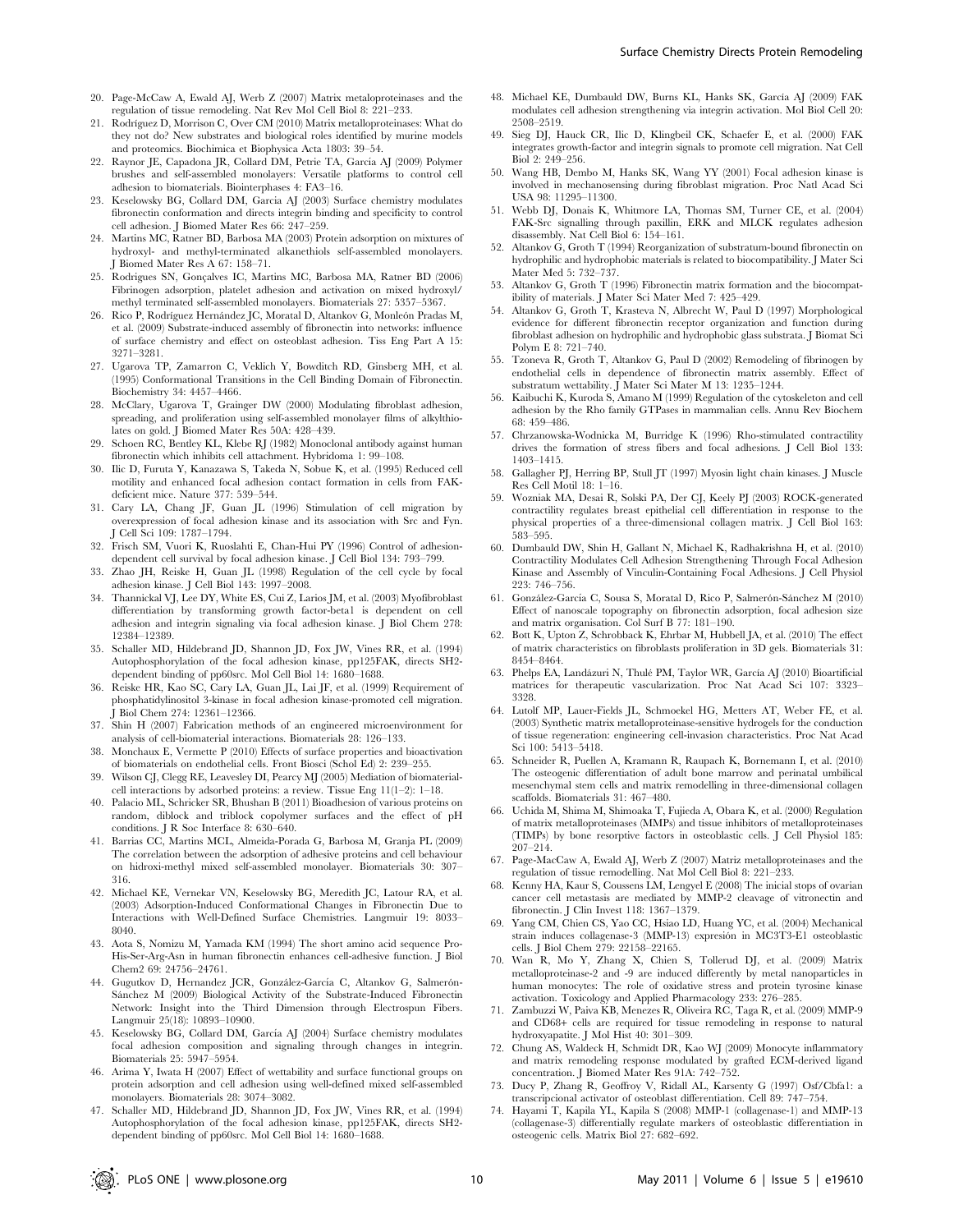20. Page-McCaw A, Ewald AJ, Werb Z (2007) Matrix metalloproteinases and the regulation of tissue remodeling. Nat Rev Mol Cell Biol 8: 221–233.
21. Rodríguez D, Morrison C, Over CM (2010) Matrix metalloproteinases: What do they not do? New substrates and biological roles identified by murine models and proteomics. Biochimica et Biophysica Acta 1803: 39–54.
22. Raynor JE, Capadona JR, Collard DM, Petrie TA, García AJ (2009) Polymer brushes and self-assembled monolayers: Versatile platforms to control cell adhesion to biomaterials. Biointerphases 4: FA3–16.
23. Keselowsky BG, Collard DM, Garcia AJ (2003) Surface chemistry modulates fibronectin conformation and directs integrin binding and specificity to control cell adhesion. J Biomed Mater Res 66: 247–259.
24. Martins MC, Ratner BD, Barbosa MA (2003) Protein adsorption on mixtures of hydroxyl- and methyl-terminated alkanethiols self-assembled monolayers. J Biomed Mater Res A 67: 158–71.
25. Rodrigues SN, Gonçalves IC, Martins MC, Barbosa MA, Ratner BD (2006) Fibrinogen adsorption, platelet adhesion and activation on mixed hydroxyl/methyl terminated self-assembled monolayers. Biomaterials 27: 5357–5367.
26. Rico P, Rodríguez Hernández JC, Moratal D, Altankov G, Monleón Pradas M, et al. (2009) Substrate-induced assembly of fibronectin into networks: influence of surface chemistry and effect on osteoblast adhesion. Tiss Eng Part A 15: 3271–3281.
27. Ugarova TP, Zamarron C, Veklich Y, Bowditch RD, Ginsberg MH, et al. (1995) Conformational Transitions in the Cell Binding Domain of Fibronectin. Biochemistry 34: 4457–4466.
28. McClary, Ugarova T, Grainger DW (2000) Modulating fibroblast adhesion, spreading, and proliferation using self-assembled monolayer films of alkylthiolates on gold. J Biomed Mater Res 50A: 428–439.
29. Schoen RC, Bentley KL, Klebe RJ (1982) Monoclonal antibody against human fibronectin which inhibits cell attachment. Hybridoma 1: 99–108.
30. Ilic D, Furuta Y, Kanazawa S, Takeda N, Sobue K, et al. (1995) Reduced cell motility and enhanced focal adhesion contact formation in cells from FAK-deficient mice. Nature 377: 539–544.
31. Cary LA, Chang JF, Guan JL (1996) Stimulation of cell migration by overexpression of focal adhesion kinase and its association with Src and Fyn. J Cell Sci 109: 1787–1794.
32. Frisch SM, Vuori K, Ruoslahti E, Chan-Hui PY (1996) Control of adhesion-dependent cell survival by focal adhesion kinase. J Cell Biol 134: 793–799.
33. Zhao JH, Reiske H, Guan JL (1998) Regulation of the cell cycle by focal adhesion kinase. J Cell Biol 143: 1997–2008.
34. Thannickal VJ, Lee DY, White ES, Cui Z, Larios JM, et al. (2003) Myofibroblast differentiation by transforming growth factor-beta1 is dependent on cell adhesion and integrin signaling via focal adhesion kinase. J Biol Chem 278: 12384–12389.
35. Schaller MD, Hildebrand JD, Shannon JD, Fox JW, Vines RR, et al. (1994) Autophosphorylation of the focal adhesion kinase, pp125FAK, directs SH2-dependent binding of pp60src. Mol Cell Biol 14: 1680–1688.
36. Reiske HR, Kao SC, Cary LA, Guan JL, Lai JF, et al. (1999) Requirement of phosphatidylinositol 3-kinase in focal adhesion kinase-promoted cell migration. J Biol Chem 274: 12361–12366.
37. Shin H (2007) Fabrication methods of an engineered microenvironment for analysis of cell-biomaterial interactions. Biomaterials 28: 126–133.
38. Monchaux E, Vermette P (2010) Effects of surface properties and bioactivation of biomaterials on endothelial cells. Front Biosci (Schol Ed) 2: 239–255.
39. Wilson CJ, Clegg RE, Leavesley DI, Pearcy MJ (2005) Mediation of biomaterial-cell interactions by adsorbed proteins: a review. Tissue Eng 11(1–2): 1–18.
40. Palacio ML, Schricker SR, Bhushan B (2011) Bioadhesion of various proteins on random, diblock and triblock copolymer surfaces and the effect of pH conditions. J R Soc Interface 8: 630–640.
41. Barrias CC, Martins MCL, Almeida-Porada G, Barbosa M, Granja PL (2009) The correlation between the adsorption of adhesive proteins and cell behaviour on hidroxi-methyl mixed self-assembled monolayer. Biomaterials 30: 307–316.
42. Michael KE, Vernekar VN, Keselowsky BG, Meredith JC, Latour RA, et al. (2003) Adsorption-Induced Conformational Changes in Fibronectin Due to Interactions with Well-Defined Surface Chemistries. Langmuir 19: 8033–8040.
43. Aota S, Nomizu M, Yamada KM (1994) The short amino acid sequence Pro-His-Ser-Arg-Asn in human fibronectin enhances cell-adhesive function. J Biol Chem2 69: 24756–24761.
44. Gugutkov D, Hernandez JCR, González-García C, Altankov G, Salmerón-Sánchez M (2009) Biological Activity of the Substrate-Induced Fibronectin Network: Insight into the Third Dimension through Electrospun Fibers. Langmuir 25(18): 10893–10900.
45. Keselowsky BG, Collard DM, García AJ (2004) Surface chemistry modulates focal adhesion composition and signaling through changes in integrin. Biomaterials 25: 5947–5954.
46. Arima Y, Iwata H (2007) Effect of wettability and surface functional groups on protein adsorption and cell adhesion using well-defined mixed self-assembled monolayers. Biomaterials 28: 3074–3082.
47. Schaller MD, Hildebrand JD, Shannon JD, Fox JW, Vines RR, et al. (1994) Autophosphorylation of the focal adhesion kinase, pp125FAK, directs SH2-dependent binding of pp60src. Mol Cell Biol 14: 1680–1688.
48. Michael KE, Dumbauld DW, Burns KL, Hanks SK, García AJ (2009) FAK modulates cell adhesion strengthening via integrin activation. Mol Biol Cell 20: 2508–2519.
49. Sieg DJ, Hauck CR, Ilic D, Klingbeil CK, Schaefer E, et al. (2000) FAK integrates growth-factor and integrin signals to promote cell migration. Nat Cell Biol 2: 249–256.
50. Wang HB, Dembo M, Hanks SK, Wang YY (2001) Focal adhesion kinase is involved in mechanosensing during fibroblast migration. Proc Natl Acad Sci USA 98: 11295–11300.
51. Webb DJ, Donais K, Whitmore LA, Thomas SM, Turner CE, et al. (2004) FAK-Src signalling through paxillin, ERK and MLCK regulates adhesion disassembly. Nat Cell Biol 6: 154–161.
52. Altankov G, Groth T (1994) Reorganization of substratum-bound fibronectin on hydrophilic and hydrophobic materials is related to biocompatibility. J Mater Sci Mater Med 5: 732–737.
53. Altankov G, Groth T (1996) Fibronectin matrix formation and the biocompatibility of materials. J Mater Sci Mater Med 7: 425–429.
54. Altankov G, Groth T, Krasteva N, Albrecht W, Paul D (1997) Morphological evidence for different fibronectin receptor organization and function during fibroblast adhesion on hydrophilic and hydrophobic glass substrata. J Biomat Sci Polym E 8: 721–740.
55. Tzoneva R, Groth T, Altankov G, Paul D (2002) Remodeling of fibrinogen by endothelial cells in dependence of fibronectin matrix assembly. Effect of substratum wettability. J Mater Sci Mater M 13: 1235–1244.
56. Kaibuchi K, Kuroda S, Amano M (1999) Regulation of the cytoskeleton and cell adhesion by the Rho family GTPases in mammalian cells. Annu Rev Biochem 68: 459–486.
57. Chrzanowska-Wodnicka M, Burridge K (1996) Rho-stimulated contractility drives the formation of stress fibers and focal adhesions. J Cell Biol 133: 1403–1415.
58. Gallagher PJ, Herring BP, Stull JT (1997) Myosin light chain kinases. J Muscle Res Cell Motil 18: 1–16.
59. Wozniak MA, Desai R, Solski PA, Der CJ, Keely PJ (2003) ROCK-generated contractility regulates breast epithelial cell differentiation in response to the physical properties of a three-dimensional collagen matrix. J Cell Biol 163: 583–595.
60. Dumbauld DW, Shin H, Gallant N, Michael K, Radhakrishna H, et al. (2010) Contractility Modulates Cell Adhesion Strengthening Through Focal Adhesion Kinase and Assembly of Vinculin-Containing Focal Adhesions. J Cell Physiol 223: 746–756.
61. González-García C, Sousa S, Moratal D, Rico P, Salmerón-Sánchez M (2010) Effect of nanoscale topography on fibronectin adsorption, focal adhesion size and matrix organisation. Col Surf B 77: 181–190.
62. Bott K, Upton Z, Schrobback K, Ehrbar M, Hubbell JA, et al. (2010) The effect of matrix characteristics on fibroblasts proliferation in 3D gels. Biomaterials 31: 8454–8464.
63. Phelps EA, Landázuri N, Thulé PM, Taylor WR, García AJ (2010) Bioartificial matrices for therapeutic vascularization. Proc Nat Acad Sci 107: 3323–3328.
64. Lutolf MP, Lauer-Fields JL, Schmoekel HG, Metters AT, Weber FE, et al. (2003) Synthetic matrix metalloproteinase-sensitive hydrogels for the conduction of tissue regeneration: engineering cell-invasion characteristics. Proc Nat Acad Sci 100: 5413–5418.
65. Schneider R, Puellen A, Kramann R, Raupach K, Bornemann I, et al. (2010) The osteogenic differentiation of adult bone marrow and perinatal umbilical mesenchymal stem cells and matrix remodelling in three-dimensional collagen scaffolds. Biomaterials 31: 467–480.
66. Uchida M, Shima M, Shimoaka T, Fujieda A, Obara K, et al. (2000) Regulation of matrix metalloproteinases (MMPs) and tissue inhibitors of metalloproteinases (TIMPs) by bone resorptive factors in osteoblastic cells. J Cell Physiol 185: 207–214.
67. Page-MacCaw A, Ewald AJ, Werb Z (2007) Matriz metalloproteinases and the regulation of tissue remodelling. Nat Mol Cell Biol 8: 221–233.
68. Kenny HA, Kaur S, Coussens LM, Lengyel E (2008) The inicial stops of ovarian cancer cell metastasis are mediated by MMP-2 cleavage of vitronectin and fibronectin. J Clin Invest 118: 1367–1379.
69. Yang CM, Chien CS, Yao CC, Hsiao LD, Huang YC, et al. (2004) Mechanical strain induces collagenase-3 (MMP-13) expresión in MC3T3-E1 osteoblastic cells. J Biol Chem 279: 22158–22165.
70. Wan R, Mo Y, Zhang X, Chien S, Tollerud DJ, et al. (2009) Matrix metalloproteinase-2 and -9 are induced differently by metal nanoparticles in human monocytes: The role of oxidative stress and protein tyrosine kinase activation. Toxicology and Applied Pharmacology 233: 276–285.
71. Zambuzzi W, Paiva KB, Menezes R, Oliveira RC, Taga R, et al. (2009) MMP-9 and CD68+ cells are required for tissue remodeling in response to natural hydroxyapatite. J Mol Hist 40: 301–309.
72. Chung AS, Waldeck H, Schmidt DR, Kao WJ (2009) Monocyte inflammatory and matrix remodeling response modulated by grafted ECM-derived ligand concentration. J Biomed Mater Res 91A: 742–752.
73. Ducy P, Zhang R, Geoffroy V, Ridall AL, Karsenty G (1997) Osf/Cbfa1: a transcripcional activator of osteoblast differentiation. Cell 89: 747–754.
74. Hayami T, Kapila YL, Kapila S (2008) MMP-1 (collagenase-1) and MMP-13 (collagenase-3) differentially regulate markers of osteoblastic differentiation in osteogenic cells. Matrix Biol 27: 682–692.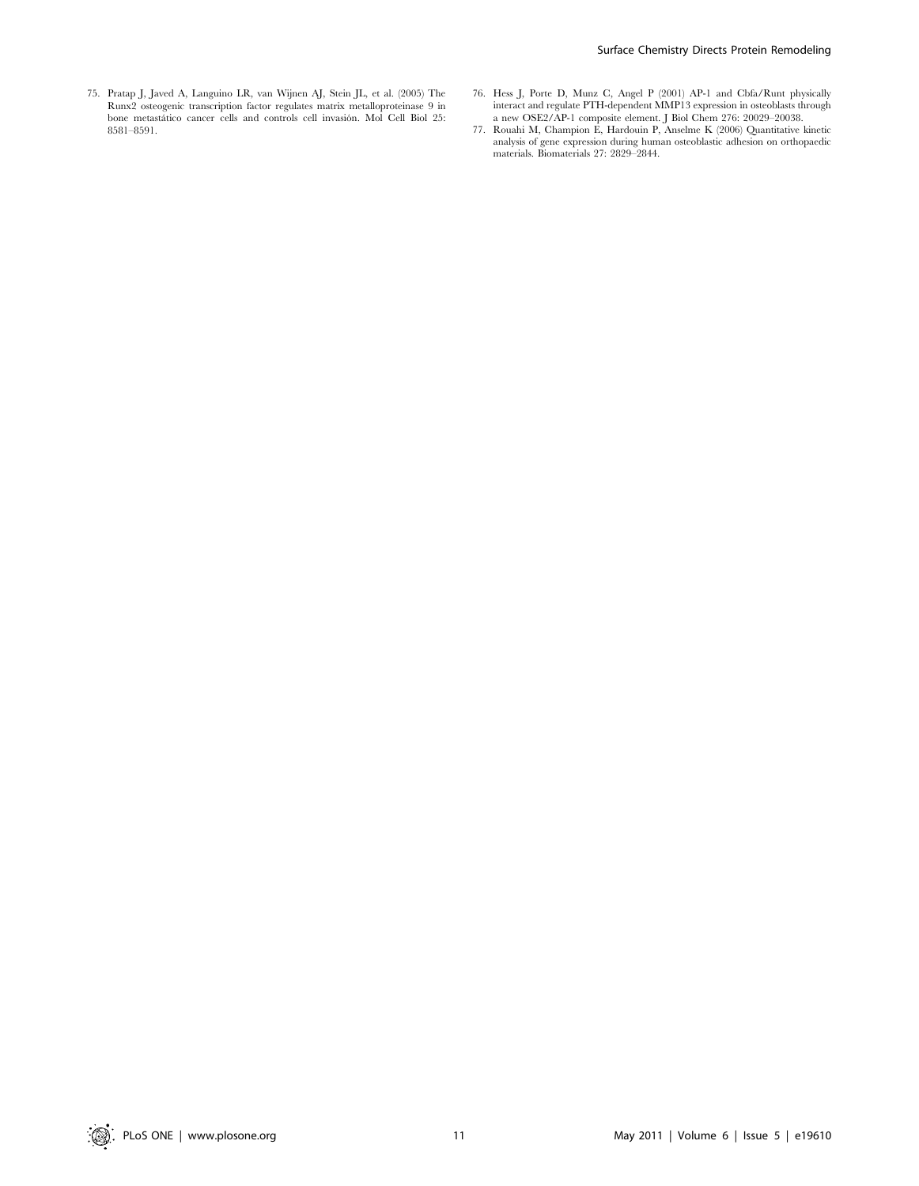75. Pratap J, Javed A, Languino LR, van Wijnen AJ, Stein JL, et al. (2005) The Runx2 osteogenic transcription factor regulates matrix metalloproteinase 9 in bone metastático cancer cells and controls cell invasión. Mol Cell Biol 25: 8581–8591.

76. Hess J, Porte D, Munz C, Angel P (2001) AP-1 and Cbfa/Runt physically interact and regulate PTH-dependent MMP13 expression in osteoblasts through a new OSE2/AP-1 composite element. J Biol Chem 276: 20029–20038.

77. Rouahi M, Champion E, Hardouin P, Anselme K (2006) Quantitative kinetic analysis of gene expression during human osteoblastic adhesion on orthopaedic materials. Biomaterials 27: 2829–2844.